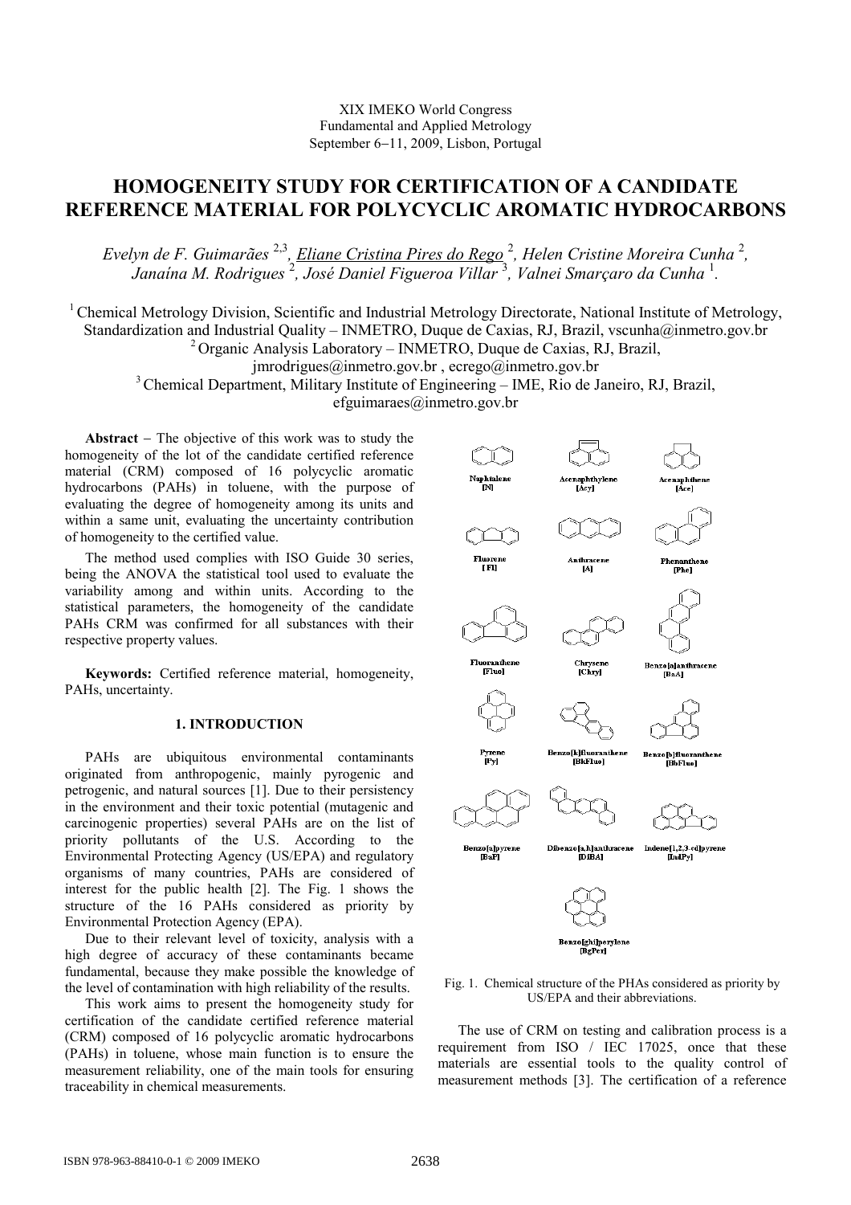XIX IMEKO World Congress
Fundamental and Applied Metrology
September 6−11, 2009, Lisbon, Portugal

# HOMOGENEITY STUDY FOR CERTIFICATION OF A CANDIDATE REFERENCE MATERIAL FOR POLYCYCLIC AROMATIC HYDROCARBONS

*Evelyn de F. Guimarães* [2,3], *Eliane Cristina Pires do Rego* [2], *Helen Cristine Moreira Cunha* [2], *Janaína M. Rodrigues* [2], *José Daniel Figueroa Villar* [3], *Valnei Smarçaro da Cunha* [1].

[1] Chemical Metrology Division, Scientific and Industrial Metrology Directorate, National Institute of Metrology, Standardization and Industrial Quality – INMETRO, Duque de Caxias, RJ, Brazil, vscunha@inmetro.gov.br
[2] Organic Analysis Laboratory – INMETRO, Duque de Caxias, RJ, Brazil, jmrodrigues@inmetro.gov.br , ecrego@inmetro.gov.br
[3] Chemical Department, Military Institute of Engineering – IME, Rio de Janeiro, RJ, Brazil, efguimaraes@inmetro.gov.br

**Abstract** − The objective of this work was to study the homogeneity of the lot of the candidate certified reference material (CRM) composed of 16 polycyclic aromatic hydrocarbons (PAHs) in toluene, with the purpose of evaluating the degree of homogeneity among its units and within a same unit, evaluating the uncertainty contribution of homogeneity to the certified value.

The method used complies with ISO Guide 30 series, being the ANOVA the statistical tool used to evaluate the variability among and within units. According to the statistical parameters, the homogeneity of the candidate PAHs CRM was confirmed for all substances with their respective property values.

**Keywords:** Certified reference material, homogeneity, PAHs, uncertainty.

## 1. INTRODUCTION

PAHs are ubiquitous environmental contaminants originated from anthropogenic, mainly pyrogenic and petrogenic, and natural sources [1]. Due to their persistency in the environment and their toxic potential (mutagenic and carcinogenic properties) several PAHs are on the list of priority pollutants of the U.S. According to the Environmental Protecting Agency (US/EPA) and regulatory organisms of many countries, PAHs are considered of interest for the public health [2]. The Fig. 1 shows the structure of the 16 PAHs considered as priority by Environmental Protection Agency (EPA).

Due to their relevant level of toxicity, analysis with a high degree of accuracy of these contaminants became fundamental, because they make possible the knowledge of the level of contamination with high reliability of the results.

This work aims to present the homogeneity study for certification of the candidate certified reference material (CRM) composed of 16 polycyclic aromatic hydrocarbons (PAHs) in toluene, whose main function is to ensure the measurement reliability, one of the main tools for ensuring traceability in chemical measurements.

Naphtalene [N] | Acenaphthylene [Acy] | Acenaphthene [Ace] | Fluorene [Fl] | Anthracene [A] | Phenanthene [Phe] | Fluoranthene [Fluo] | Chrysene [Chry] | Benzo[a]anthracene [BaA] | Pyrene [Py] | Benzo[k]fluoranthene [BkFluo] | Benzo[b]fluoranthene [BbFluo] | Benzo[a]pyrene [BaP] | Dibenzo[a,h]anthracene [DiBA] | Indene[1,2,3-cd]pyrene [IndPy] | Benzo[ghi]perylene [BgPer]

Fig. 1. Chemical structure of the PHAs considered as priority by US/EPA and their abbreviations.

The use of CRM on testing and calibration process is a requirement from ISO / IEC 17025, once that these materials are essential tools to the quality control of measurement methods [3]. The certification of a reference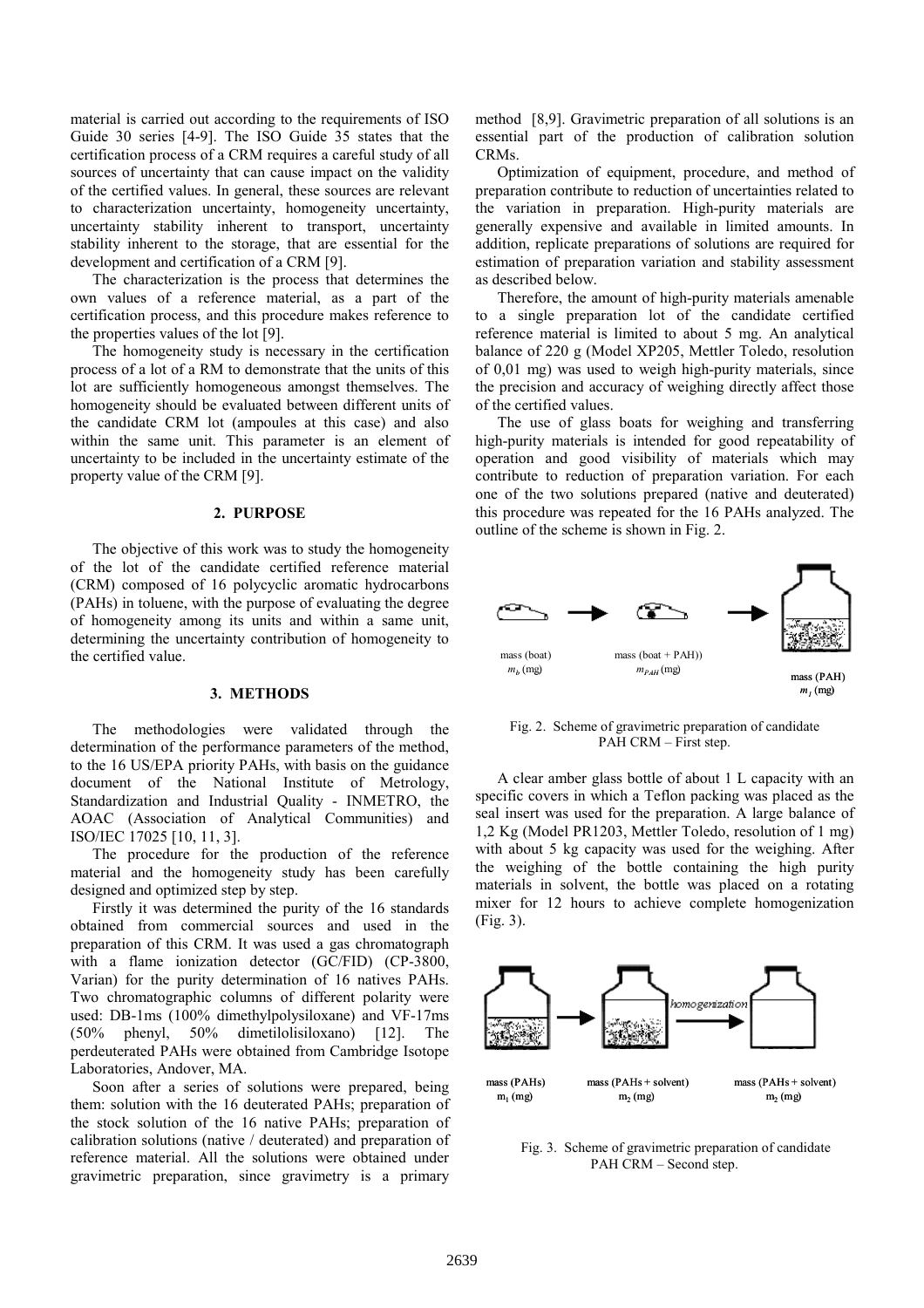material is carried out according to the requirements of ISO Guide 30 series [4-9]. The ISO Guide 35 states that the certification process of a CRM requires a careful study of all sources of uncertainty that can cause impact on the validity of the certified values. In general, these sources are relevant to characterization uncertainty, homogeneity uncertainty, uncertainty stability inherent to transport, uncertainty stability inherent to the storage, that are essential for the development and certification of a CRM [9].

The characterization is the process that determines the own values of a reference material, as a part of the certification process, and this procedure makes reference to the properties values of the lot [9].

The homogeneity study is necessary in the certification process of a lot of a RM to demonstrate that the units of this lot are sufficiently homogeneous amongst themselves. The homogeneity should be evaluated between different units of the candidate CRM lot (ampoules at this case) and also within the same unit. This parameter is an element of uncertainty to be included in the uncertainty estimate of the property value of the CRM [9].

## 2. PURPOSE

The objective of this work was to study the homogeneity of the lot of the candidate certified reference material (CRM) composed of 16 polycyclic aromatic hydrocarbons (PAHs) in toluene, with the purpose of evaluating the degree of homogeneity among its units and within a same unit, determining the uncertainty contribution of homogeneity to the certified value.

## 3. METHODS

The methodologies were validated through the determination of the performance parameters of the method, to the 16 US/EPA priority PAHs, with basis on the guidance document of the National Institute of Metrology, Standardization and Industrial Quality - INMETRO, the AOAC (Association of Analytical Communities) and ISO/IEC 17025 [10, 11, 3].

The procedure for the production of the reference material and the homogeneity study has been carefully designed and optimized step by step.

Firstly it was determined the purity of the 16 standards obtained from commercial sources and used in the preparation of this CRM. It was used a gas chromatograph with a flame ionization detector (GC/FID) (CP-3800, Varian) for the purity determination of 16 natives PAHs. Two chromatographic columns of different polarity were used: DB-1ms (100% dimethylpolysiloxane) and VF-17ms (50% phenyl, 50% dimetilolisiloxano) [12]. The perdeuterated PAHs were obtained from Cambridge Isotope Laboratories, Andover, MA.

Soon after a series of solutions were prepared, being them: solution with the 16 deuterated PAHs; preparation of the stock solution of the 16 native PAHs; preparation of calibration solutions (native / deuterated) and preparation of reference material. All the solutions were obtained under gravimetric preparation, since gravimetry is a primary method [8,9]. Gravimetric preparation of all solutions is an essential part of the production of calibration solution CRMs.

Optimization of equipment, procedure, and method of preparation contribute to reduction of uncertainties related to the variation in preparation. High-purity materials are generally expensive and available in limited amounts. In addition, replicate preparations of solutions are required for estimation of preparation variation and stability assessment as described below.

Therefore, the amount of high-purity materials amenable to a single preparation lot of the candidate certified reference material is limited to about 5 mg. An analytical balance of 220 g (Model XP205, Mettler Toledo, resolution of 0,01 mg) was used to weigh high-purity materials, since the precision and accuracy of weighing directly affect those of the certified values.

The use of glass boats for weighing and transferring high-purity materials is intended for good repeatability of operation and good visibility of materials which may contribute to reduction of preparation variation. For each one of the two solutions prepared (native and deuterated) this procedure was repeated for the 16 PAHs analyzed. The outline of the scheme is shown in Fig. 2.

mass (boat) $m_b$ (mg) → mass (boat + PAH)) $m_{PAH}$ (mg) → mass (PAH) $m_1$ (mg)

Fig. 2. Scheme of gravimetric preparation of candidate PAH CRM – First step.

A clear amber glass bottle of about 1 L capacity with an specific covers in which a Teflon packing was placed as the seal insert was used for the preparation. A large balance of 1,2 Kg (Model PR1203, Mettler Toledo, resolution of 1 mg) with about 5 kg capacity was used for the weighing. After the weighing of the bottle containing the high purity materials in solvent, the bottle was placed on a rotating mixer for 12 hours to achieve complete homogenization (Fig. 3).

mass (PAHs) $m_1$ (mg) → mass (PAHs + solvent) $m_2$ (mg) → homogenization → mass (PAHs + solvent) $m_2$ (mg)

Fig. 3. Scheme of gravimetric preparation of candidate PAH CRM – Second step.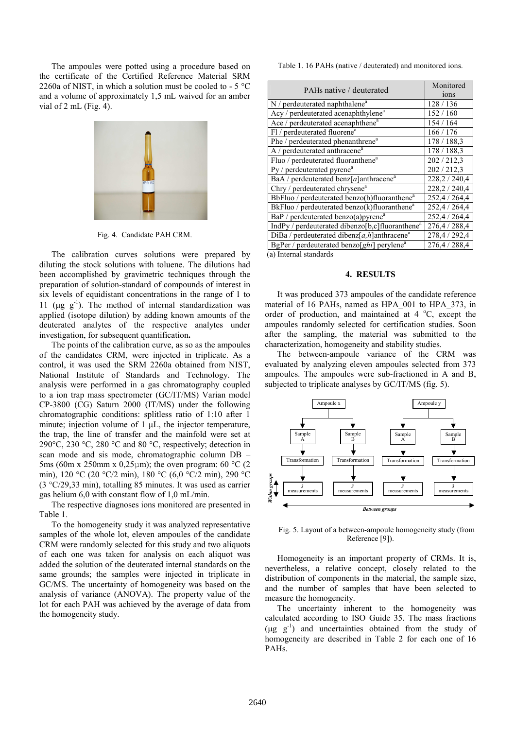The ampoules were potted using a procedure based on the certificate of the Certified Reference Material SRM 2260a of NIST, in which a solution must be cooled to - 5 °C and a volume of approximately 1,5 mL waived for an amber vial of 2 mL (Fig. 4).

Fig. 4. Candidate PAH CRM.

The calibration curves solutions were prepared by diluting the stock solutions with toluene. The dilutions had been accomplished by gravimetric techniques through the preparation of solution-standard of compounds of interest in six levels of equidistant concentrations in the range of 1 to 11 (μg $g^{-1}$). The method of internal standardization was applied (isotope dilution) by adding known amounts of the deuterated analytes of the respective analytes under investigation, for subsequent quantification**.**

The points of the calibration curve, as so as the ampoules of the candidates CRM, were injected in triplicate. As a control, it was used the SRM 2260a obtained from NIST, National Institute of Standards and Technology. The analysis were performed in a gas chromatography coupled to a ion trap mass spectrometer (GC/IT/MS) Varian model CP-3800 (CG) Saturn 2000 (IT/MS) under the following chromatographic conditions: splitless ratio of 1:10 after 1 minute; injection volume of 1 μL, the injector temperature, the trap, the line of transfer and the mainfold were set at 290°C, 230 °C, 280 °C and 80 °C, respectively; detection in scan mode and sis mode, chromatographic column DB – 5ms (60m x 250mm x 0,25μm); the oven program: 60 °C (2 min), 120 °C (20 °C/2 min), 180 °C (6,0 °C/2 min), 290 °C (3 °C/29,33 min), totalling 85 minutes. It was used as carrier gas helium 6,0 with constant flow of 1,0 mL/min.

The respective diagnoses ions monitored are presented in Table 1.

To the homogeneity study it was analyzed representative samples of the whole lot, eleven ampoules of the candidate CRM were randomly selected for this study and two aliquots of each one was taken for analysis on each aliquot was added the solution of the deuterated internal standards on the same grounds; the samples were injected in triplicate in GC/MS. The uncertainty of homogeneity was based on the analysis of variance (ANOVA). The property value of the lot for each PAH was achieved by the average of data from the homogeneity study.

Table 1. 16 PAHs (native / deuterated) and monitored ions.

| PAHs native / deuterated | Monitored ions |
|---|---|
| N / perdeuterated naphthalene[a] | 128 / 136 |
| Acy / perdeuterated acenaphthylene[a] | 152 / 160 |
| Ace / perdeuterated acenaphthene[a] | 154 / 164 |
| Fl / perdeuterated fluorene[a] | 166 / 176 |
| Phe / perdeuterated phenanthrene[a] | 178 / 188,3 |
| A / perdeuterated anthracene[a] | 178 / 188,3 |
| Fluo / perdeuterated fluoranthene[a] | 202 / 212,3 |
| Py / perdeuterated pyrene[a] | 202 / 212,3 |
| BaA / perdeuterated benz[*a*]anthracene[a] | 228,2 / 240,4 |
| Chry / perdeuterated chrysene[a] | 228,2 / 240,4 |
| BbFluo / perdeuterated benzo(b)fluoranthene[a] | 252,4 / 264,4 |
| BkFluo / perdeuterated benzo(k)fluoranthene[a] | 252,4 / 264,4 |
| BaP / perdeuterated benzo(a)pyrene[a] | 252,4 / 264,4 |
| IndPy / perdeuterated dibenzo[b,c]fluoranthene[a] | 276,4 / 288,4 |
| DiBa / perdeuterated dibenz[*a,h*]anthracene[a] | 278,4 / 292,4 |
| BgPer / perdeuterated benzo[*ghi*] perylene[a] | 276,4 / 288,4 |

(a) Internal standards

## 4. RESULTS

It was produced 373 ampoules of the candidate reference material of 16 PAHs, named as HPA_001 to HPA_373, in order of production, and maintained at 4 °C, except the ampoules randomly selected for certification studies. Soon after the sampling, the material was submitted to the characterization, homogeneity and stability studies.

The between-ampoule variance of the CRM was evaluated by analyzing eleven ampoules selected from 373 ampoules. The ampoules were sub-fractioned in A and B, subjected to triplicate analyses by GC/IT/MS (fig. 5).

Fig. 5. Layout of a between-ampoule homogeneity study (from Reference [9]).

Homogeneity is an important property of CRMs. It is, nevertheless, a relative concept, closely related to the distribution of components in the material, the sample size, and the number of samples that have been selected to measure the homogeneity.

The uncertainty inherent to the homogeneity was calculated according to ISO Guide 35. The mass fractions (μg $g^{-1}$) and uncertainties obtained from the study of homogeneity are described in Table 2 for each one of 16 PAHs.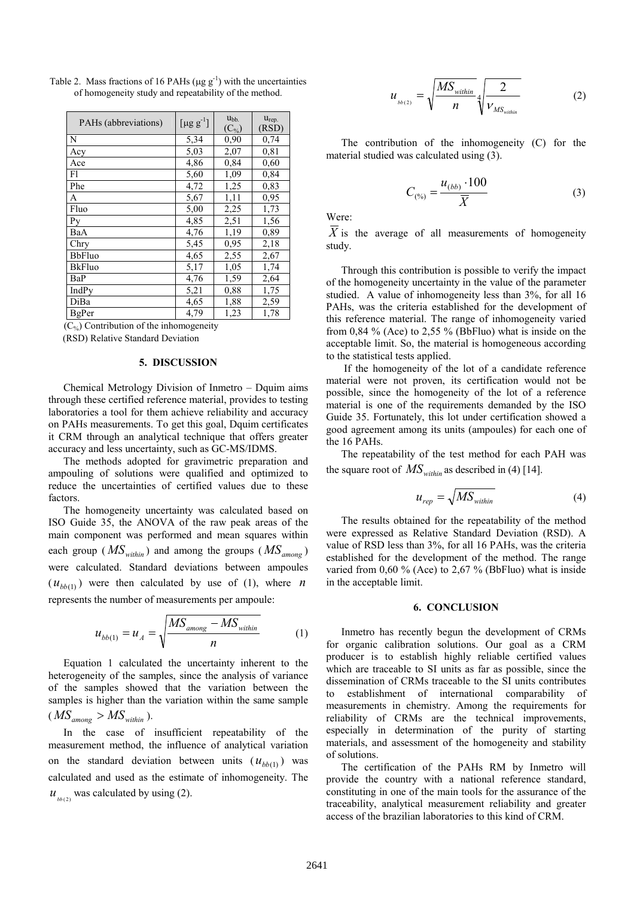Table 2. Mass fractions of 16 PAHs (μg g$^{-1}$) with the uncertainties of homogeneity study and repeatability of the method.

| PAHs (abbreviations) | [μg g$^{-1}$] | $u_{bb.}$ ($C_{\%}$) | $u_{rep.}$ (RSD) |
|---|---|---|---|
| N | 5,34 | 0,90 | 0,74 |
| Acy | 5,03 | 2,07 | 0,81 |
| Ace | 4,86 | 0,84 | 0,60 |
| Fl | 5,60 | 1,09 | 0,84 |
| Phe | 4,72 | 1,25 | 0,83 |
| A | 5,67 | 1,11 | 0,95 |
| Fluo | 5,00 | 2,25 | 1,73 |
| Py | 4,85 | 2,51 | 1,56 |
| BaA | 4,76 | 1,19 | 0,89 |
| Chry | 5,45 | 0,95 | 2,18 |
| BbFluo | 4,65 | 2,55 | 2,67 |
| BkFluo | 5,17 | 1,05 | 1,74 |
| BaP | 4,76 | 1,59 | 2,64 |
| IndPy | 5,21 | 0,88 | 1,75 |
| DiBa | 4,65 | 1,88 | 2,59 |
| BgPer | 4,79 | 1,23 | 1,78 |

($C_{\%}$) Contribution of the inhomogeneity

(RSD) Relative Standard Deviation

## 5. DISCUSSION

Chemical Metrology Division of Inmetro – Dquim aims through these certified reference material, provides to testing laboratories a tool for them achieve reliability and accuracy on PAHs measurements. To get this goal, Dquim certificates it CRM through an analytical technique that offers greater accuracy and less uncertainty, such as GC-MS/IDMS.

The methods adopted for gravimetric preparation and ampouling of solutions were qualified and optimized to reduce the uncertainties of certified values due to these factors.

The homogeneity uncertainty was calculated based on ISO Guide 35, the ANOVA of the raw peak areas of the main component was performed and mean squares within each group ($MS_{within}$) and among the groups ($MS_{among}$) were calculated. Standard deviations between ampoules ($u_{bb(1)}$) were then calculated by use of (1), where $n$ represents the number of measurements per ampoule:

$$u_{bb(1)} = u_A = \sqrt{\frac{MS_{among} - MS_{within}}{n}} \tag{1}$$

Equation 1 calculated the uncertainty inherent to the heterogeneity of the samples, since the analysis of variance of the samples showed that the variation between the samples is higher than the variation within the same sample ($MS_{among} > MS_{within}$).

In the case of insufficient repeatability of the measurement method, the influence of analytical variation on the standard deviation between units ($u_{bb(1)}$) was calculated and used as the estimate of inhomogeneity. The $u_{bb(2)}$ was calculated by using (2).

$$u_{bb(2)} = \sqrt{\frac{MS_{within}}{n}} \sqrt[4]{\frac{2}{\nu_{MS_{within}}}} \tag{2}$$

The contribution of the inhomogeneity (C) for the material studied was calculated using (3).

$$C_{(\%)} = \frac{u_{(bb)} \cdot 100}{\overline{X}} \tag{3}$$

Were:

$\overline{X}$ is the average of all measurements of homogeneity study.

Through this contribution is possible to verify the impact of the homogeneity uncertainty in the value of the parameter studied. A value of inhomogeneity less than 3%, for all 16 PAHs, was the criteria established for the development of this reference material. The range of inhomogeneity varied from 0,84 % (Ace) to 2,55 % (BbFluo) what is inside on the acceptable limit. So, the material is homogeneous according to the statistical tests applied.

If the homogeneity of the lot of a candidate reference material were not proven, its certification would not be possible, since the homogeneity of the lot of a reference material is one of the requirements demanded by the ISO Guide 35. Fortunately, this lot under certification showed a good agreement among its units (ampoules) for each one of the 16 PAHs.

The repeatability of the test method for each PAH was the square root of $MS_{within}$ as described in (4) [14].

$$u_{rep} = \sqrt{MS_{within}} \tag{4}$$

The results obtained for the repeatability of the method were expressed as Relative Standard Deviation (RSD). A value of RSD less than 3%, for all 16 PAHs, was the criteria established for the development of the method. The range varied from 0,60 % (Ace) to 2,67 % (BbFluo) what is inside in the acceptable limit.

## 6. CONCLUSION

Inmetro has recently begun the development of CRMs for organic calibration solutions. Our goal as a CRM producer is to establish highly reliable certified values which are traceable to SI units as far as possible, since the dissemination of CRMs traceable to the SI units contributes to establishment of international comparability of measurements in chemistry. Among the requirements for reliability of CRMs are the technical improvements, especially in determination of the purity of starting materials, and assessment of the homogeneity and stability of solutions.

The certification of the PAHs RM by Inmetro will provide the country with a national reference standard, constituting in one of the main tools for the assurance of the traceability, analytical measurement reliability and greater access of the brazilian laboratories to this kind of CRM.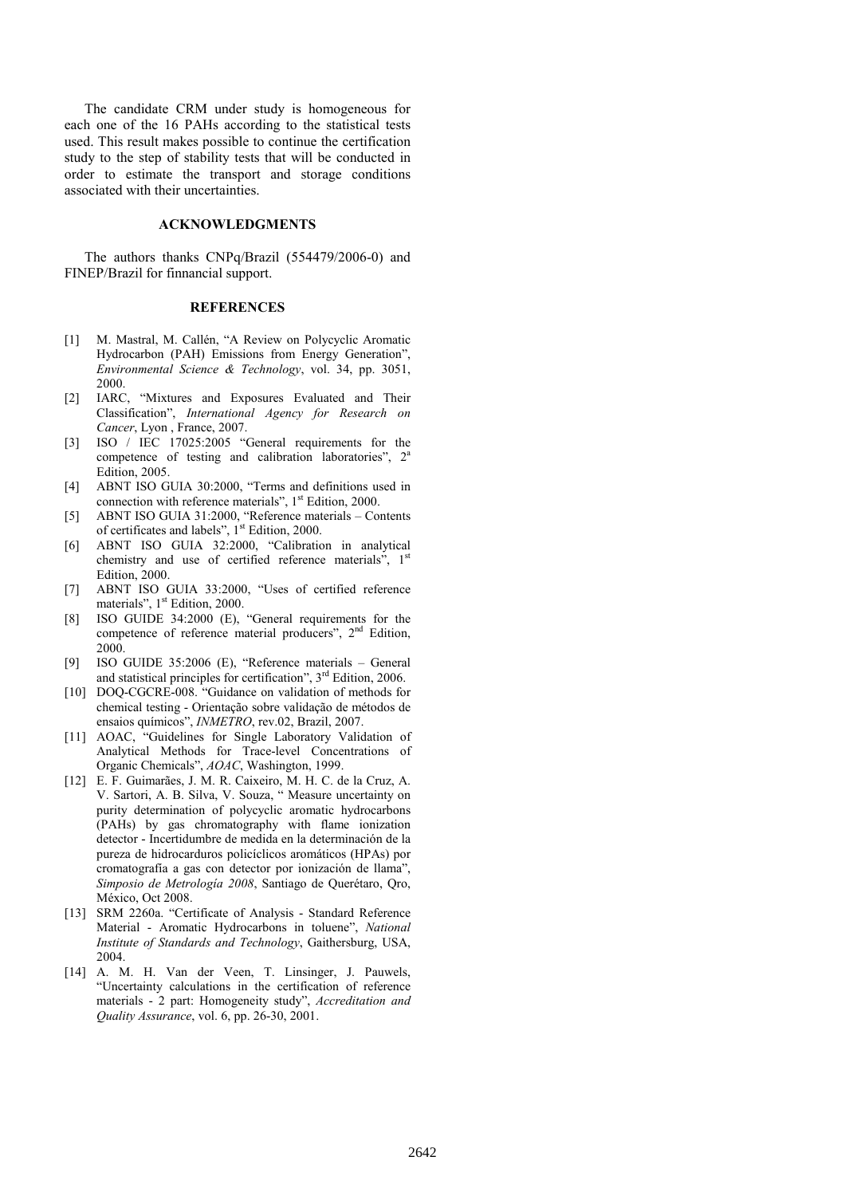The candidate CRM under study is homogeneous for each one of the 16 PAHs according to the statistical tests used. This result makes possible to continue the certification study to the step of stability tests that will be conducted in order to estimate the transport and storage conditions associated with their uncertainties.

## ACKNOWLEDGMENTS

The authors thanks CNPq/Brazil (554479/2006-0) and FINEP/Brazil for finnancial support.

## REFERENCES

[1] M. Mastral, M. Callén, "A Review on Polycyclic Aromatic Hydrocarbon (PAH) Emissions from Energy Generation", *Environmental Science & Technology*, vol. 34, pp. 3051, 2000.

[2] IARC, "Mixtures and Exposures Evaluated and Their Classification", *International Agency for Research on Cancer*, Lyon , France, 2007.

[3] ISO / IEC 17025:2005 "General requirements for the competence of testing and calibration laboratories", 2ª Edition, 2005.

[4] ABNT ISO GUIA 30:2000, "Terms and definitions used in connection with reference materials", 1st Edition, 2000.

[5] ABNT ISO GUIA 31:2000, "Reference materials – Contents of certificates and labels", 1st Edition, 2000.

[6] ABNT ISO GUIA 32:2000, "Calibration in analytical chemistry and use of certified reference materials", 1st Edition, 2000.

[7] ABNT ISO GUIA 33:2000, "Uses of certified reference materials", 1st Edition, 2000.

[8] ISO GUIDE 34:2000 (E), "General requirements for the competence of reference material producers", 2nd Edition, 2000.

[9] ISO GUIDE 35:2006 (E), "Reference materials – General and statistical principles for certification", 3rd Edition, 2006.

[10] DOQ-CGCRE-008. "Guidance on validation of methods for chemical testing - Orientação sobre validação de métodos de ensaios químicos", *INMETRO*, rev.02, Brazil, 2007.

[11] AOAC, "Guidelines for Single Laboratory Validation of Analytical Methods for Trace-level Concentrations of Organic Chemicals", *AOAC*, Washington, 1999.

[12] E. F. Guimarães, J. M. R. Caixeiro, M. H. C. de la Cruz, A. V. Sartori, A. B. Silva, V. Souza, " Measure uncertainty on purity determination of polycyclic aromatic hydrocarbons (PAHs) by gas chromatography with flame ionization detector - Incertidumbre de medida en la determinación de la pureza de hidrocarduros policíclicos aromáticos (HPAs) por cromatografía a gas con detector por ionización de llama", *Simposio de Metrología 2008*, Santiago de Querétaro, Qro, México, Oct 2008.

[13] SRM 2260a. "Certificate of Analysis - Standard Reference Material - Aromatic Hydrocarbons in toluene", *National Institute of Standards and Technology*, Gaithersburg, USA, 2004.

[14] A. M. H. Van der Veen, T. Linsinger, J. Pauwels, "Uncertainty calculations in the certification of reference materials - 2 part: Homogeneity study", *Accreditation and Quality Assurance*, vol. 6, pp. 26-30, 2001.